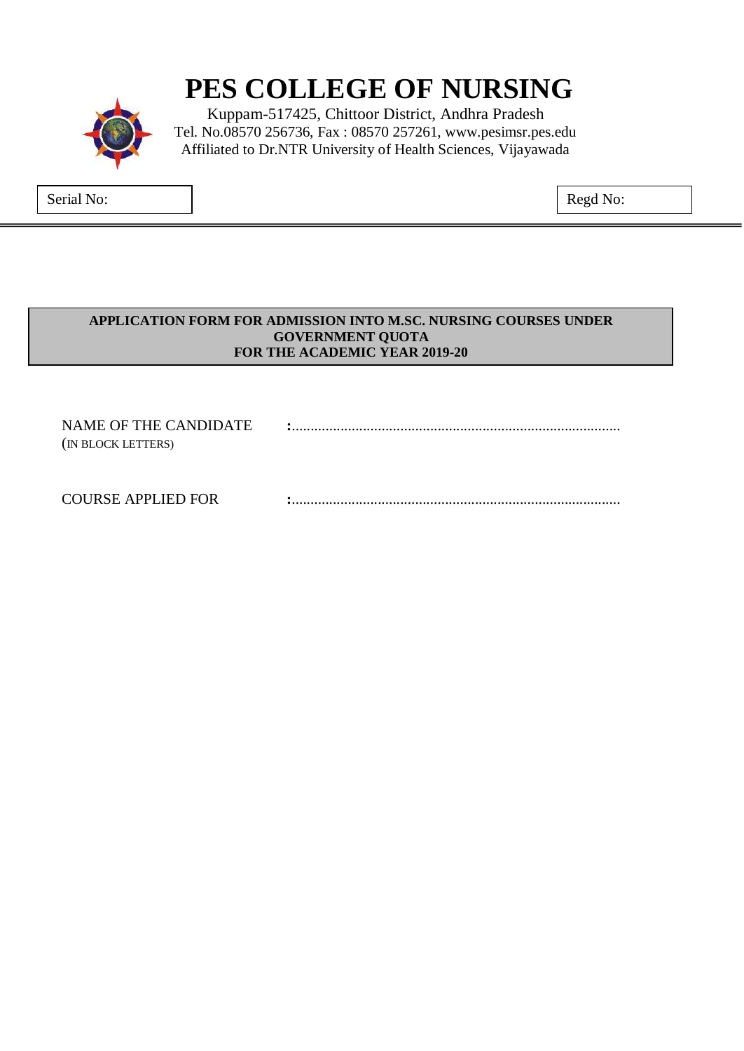# PES COLLEGE OF NURSING

Kuppam-517425, Chittoor District, Andhra Pradesh
Tel. No.08570 256736, Fax : 08570 257261, www.pesimsr.pes.edu
Affiliated to Dr.NTR University of Health Sciences, Vijayawada

Serial No:

Regd No:

---

**APPLICATION FORM FOR ADMISSION INTO M.SC. NURSING COURSES UNDER GOVERNMENT QUOTA**
**FOR THE ACADEMIC YEAR 2019-20**

NAME OF THE CANDIDATE (IN BLOCK LETTERS) :........................................................................................

COURSE APPLIED FOR :........................................................................................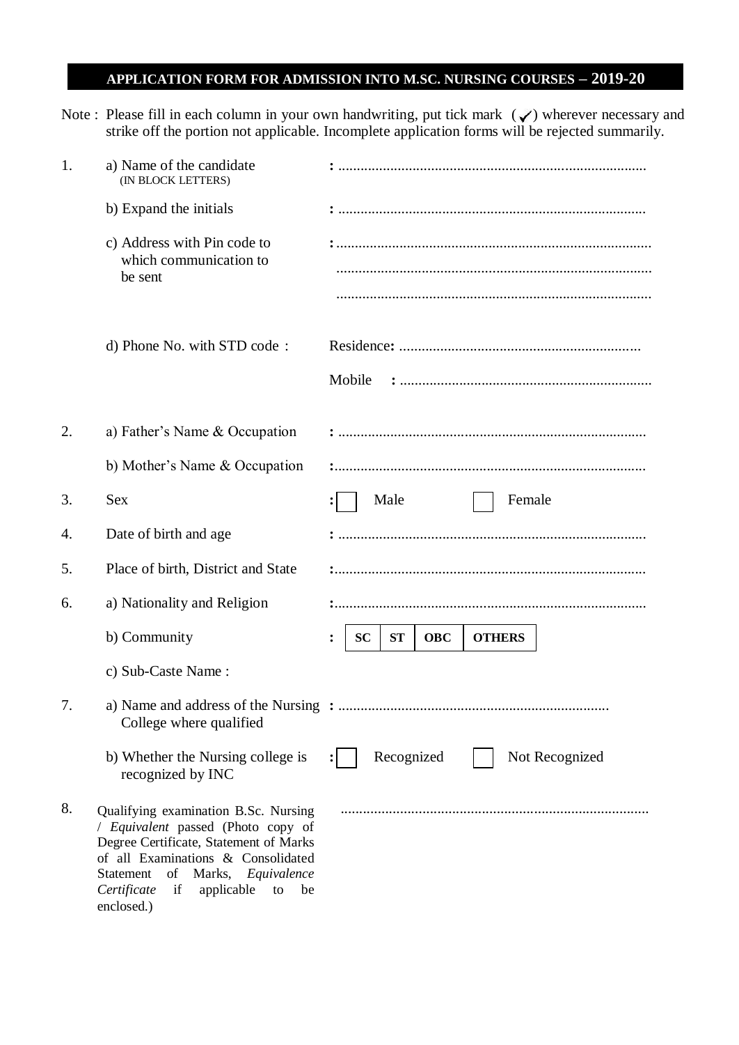# APPLICATION FORM FOR ADMISSION INTO M.SC. NURSING COURSES – 2019-20

Note : Please fill in each column in your own handwriting, put tick mark (✓) wherever necessary and strike off the portion not applicable. Incomplete application forms will be rejected summarily.

1. a) Name of the candidate (IN BLOCK LETTERS) : ..................................................................................

   b) Expand the initials : ..................................................................................

   c) Address with Pin code to which communication to be sent : ..................................................................................
   ..................................................................................
   ..................................................................................

   d) Phone No. with STD code : Residence: ................................................................

   Mobile : ..................................................................

2. a) Father's Name & Occupation : ..................................................................................

   b) Mother's Name & Occupation : ..................................................................................

3. Sex : ☐ Male ☐ Female

4. Date of birth and age : ..................................................................................

5. Place of birth, District and State : ..................................................................................

6. a) Nationality and Religion : ..................................................................................

   b) Community :

| SC | ST | OBC | OTHERS |
|---|---|---|---|

   c) Sub-Caste Name :

7. a) Name and address of the Nursing College where qualified : ........................................................................

   b) Whether the Nursing college is recognized by INC : ☐ Recognized ☐ Not Recognized

8. Qualifying examination B.Sc. Nursing / *Equivalent* passed (Photo copy of Degree Certificate, Statement of Marks of all Examinations & Consolidated Statement of Marks, *Equivalence Certificate* if applicable to be enclosed.) ..................................................................................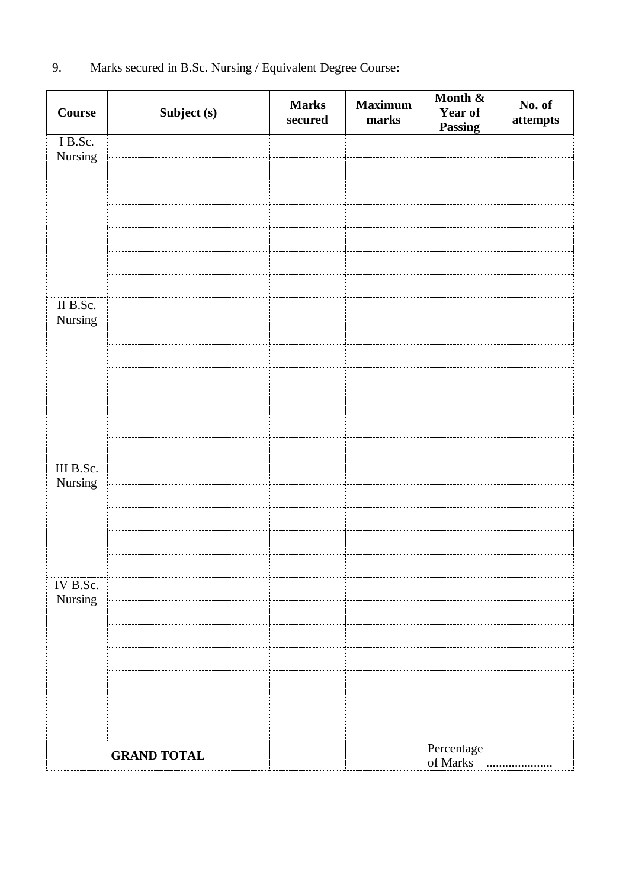9. Marks secured in B.Sc. Nursing / Equivalent Degree Course**:**

| Course | Subject (s) | Marks secured | Maximum marks | Month & Year of Passing | No. of attempts |
|---|---|---|---|---|---|
| I B.Sc. Nursing | | | | | |
| | | | | | |
| | | | | | |
| | | | | | |
| | | | | | |
| | | | | | |
| | | | | | |
| II B.Sc. Nursing | | | | | |
| | | | | | |
| | | | | | |
| | | | | | |
| | | | | | |
| | | | | | |
| | | | | | |
| III B.Sc. Nursing | | | | | |
| | | | | | |
| | | | | | |
| | | | | | |
| | | | | | |
| IV B.Sc. Nursing | | | | | |
| | | | | | |
| | | | | | |
| | | | | | |
| | | | | | |
| | | | | | |
| | | | | | |
| **GRAND TOTAL** | | | | Percentage of Marks ..................... | |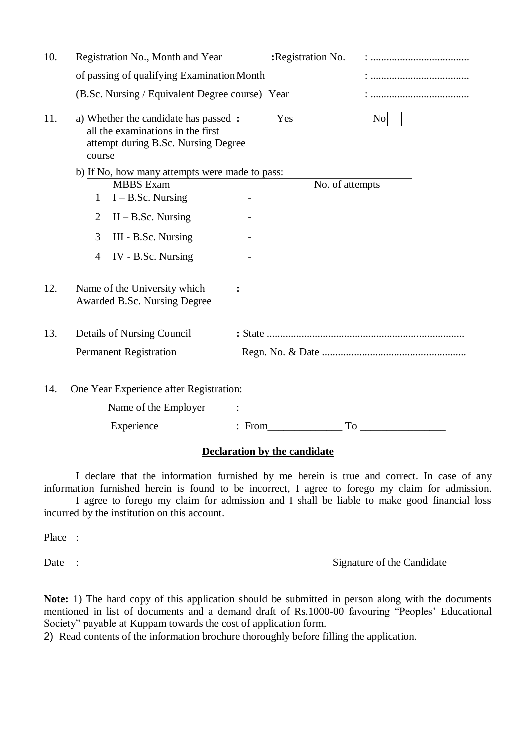10. Registration No., Month and Year of passing of qualifying Examination (B.Sc. Nursing / Equivalent Degree course)

    : Registration No. : .....................................

    Month : .....................................

    Year : .....................................

11. a) Whether the candidate has passed all the examinations in the first attempt during B.Sc. Nursing Degree course : Yes ☐ No ☐

    b) If No, how many attempts were made to pass:

| | MBBS Exam | | No. of attempts |
|---|---|---|---|
| 1 | I – B.Sc. Nursing | - | |
| 2 | II – B.Sc. Nursing | - | |
| 3 | III - B.Sc. Nursing | - | |
| 4 | IV - B.Sc. Nursing | - | |

12. Name of the University which Awarded B.Sc. Nursing Degree :

13. Details of Nursing Council Permanent Registration

    : State ...........................................................................

    Regn. No. & Date ......................................................

14. One Year Experience after Registration:

    Name of the Employer :

    Experience : From______________ To ________________

## Declaration by the candidate

I declare that the information furnished by me herein is true and correct. In case of any information furnished herein is found to be incorrect, I agree to forego my claim for admission. I agree to forego my claim for admission and I shall be liable to make good financial loss incurred by the institution on this account.

Place :

Date : Signature of the Candidate

**Note:** 1) The hard copy of this application should be submitted in person along with the documents mentioned in list of documents and a demand draft of Rs.1000-00 favouring "Peoples' Educational Society" payable at Kuppam towards the cost of application form.

2) Read contents of the information brochure thoroughly before filling the application.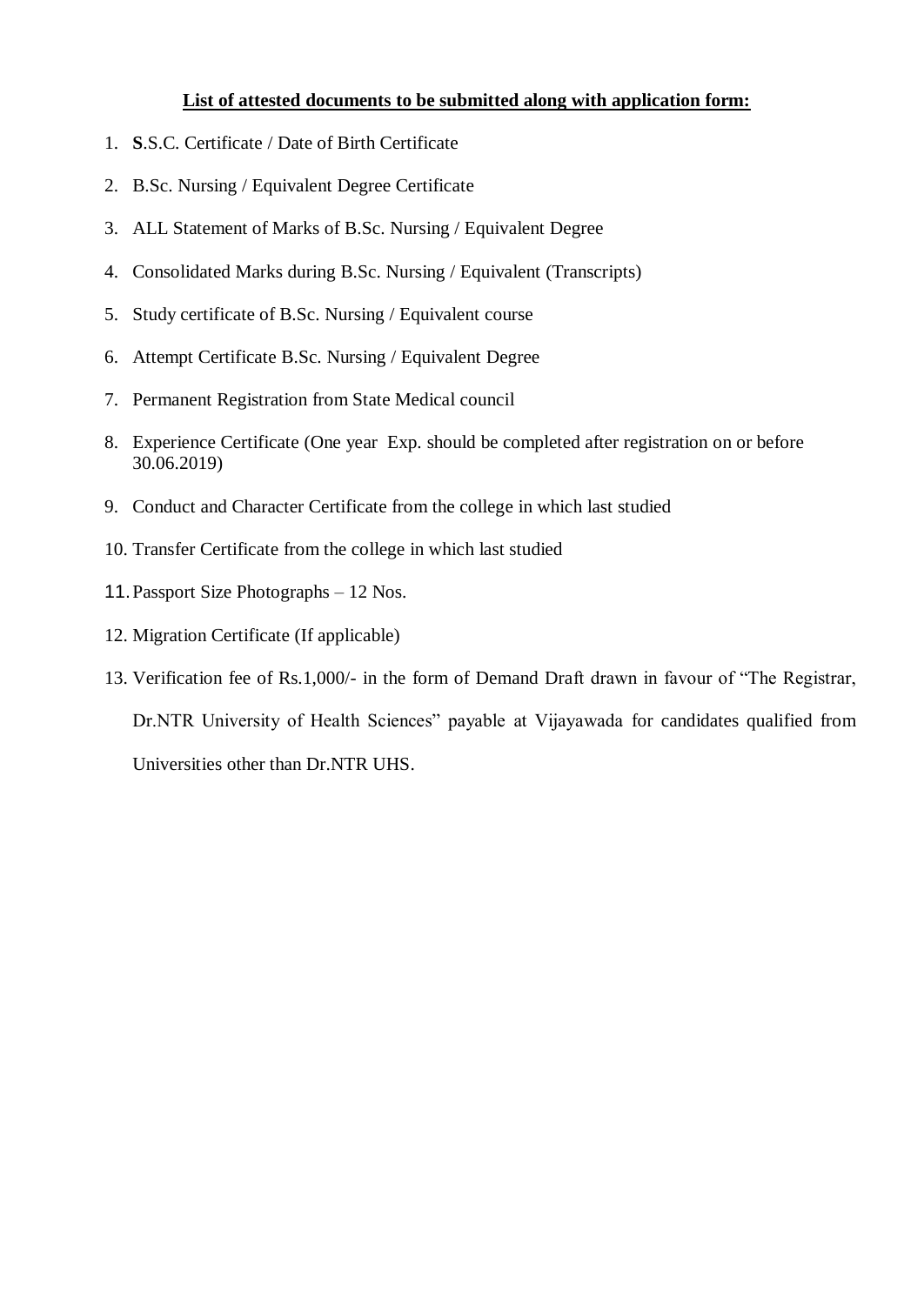**List of attested documents to be submitted along with application form:**

1. **S**.S.C. Certificate / Date of Birth Certificate
2. B.Sc. Nursing / Equivalent Degree Certificate
3. ALL Statement of Marks of B.Sc. Nursing / Equivalent Degree
4. Consolidated Marks during B.Sc. Nursing / Equivalent (Transcripts)
5. Study certificate of B.Sc. Nursing / Equivalent course
6. Attempt Certificate B.Sc. Nursing / Equivalent Degree
7. Permanent Registration from State Medical council
8. Experience Certificate (One year Exp. should be completed after registration on or before 30.06.2019)
9. Conduct and Character Certificate from the college in which last studied
10. Transfer Certificate from the college in which last studied
11. Passport Size Photographs – 12 Nos.
12. Migration Certificate (If applicable)
13. Verification fee of Rs.1,000/- in the form of Demand Draft drawn in favour of "The Registrar, Dr.NTR University of Health Sciences" payable at Vijayawada for candidates qualified from Universities other than Dr.NTR UHS.